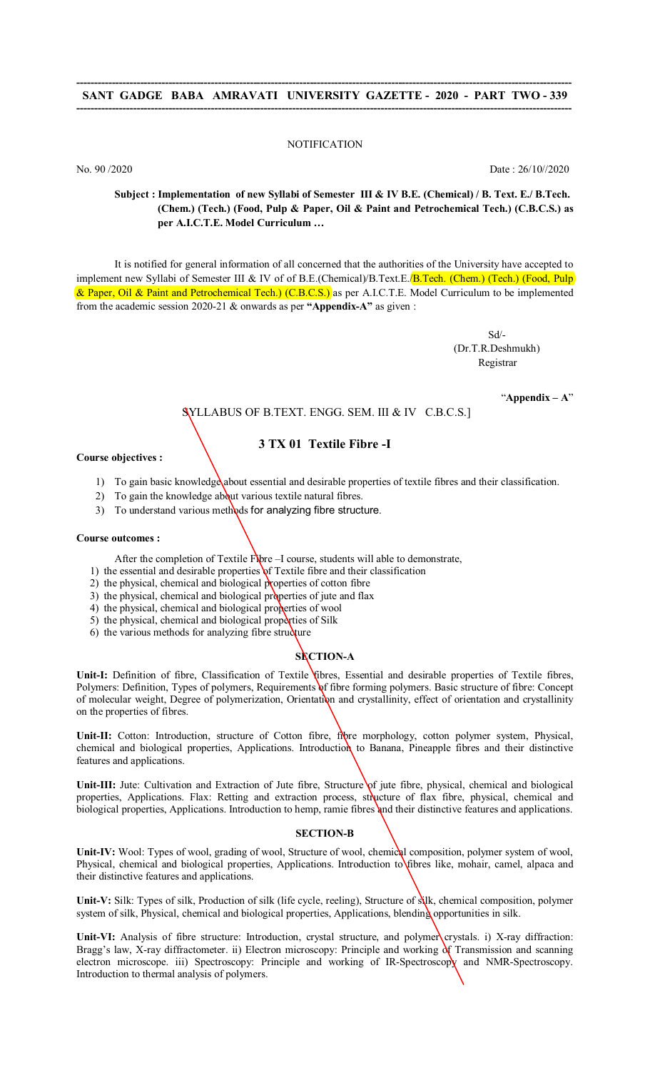NOTIFICATION

No. 90 /2020 Date : 26/10//2020

**Subject : Implementation of new Syllabi of Semester III & IV B.E. (Chemical) / B. Text. E./ B.Tech. (Chem.) (Tech.) (Food, Pulp & Paper, Oil & Paint and Petrochemical Tech.) (C.B.C.S.) as per A.I.C.T.E. Model Curriculum …**

It is notified for general information of all concerned that the authorities of the University have accepted to implement new Syllabi of Semester III & IV of of B.E.(Chemical)/B.Text.E./B.Tech. (Chem.) (Tech.) (Food, Pulp & Paper, Oil & Paint and Petrochemical Tech.) (C.B.C.S.) as per A.I.C.T.E. Model Curriculum to be implemented from the academic session 2020-21 & onwards as per **"Appendix-A"** as given :

Sd/-
(Dr.T.R.Deshmukh)
Registrar

"**Appendix – A**"

SYLLABUS OF B.TEXT. ENGG. SEM. III & IV C.B.C.S.]

## 3 TX 01 Textile Fibre -I

**Course objectives :**

1) To gain basic knowledge about essential and desirable properties of textile fibres and their classification.
2) To gain the knowledge about various textile natural fibres.
3) To understand various methods for analyzing fibre structure.

**Course outcomes :**

After the completion of Textile Fibre –I course, students will able to demonstrate,

1) the essential and desirable properties of Textile fibre and their classification
2) the physical, chemical and biological properties of cotton fibre
3) the physical, chemical and biological properties of jute and flax
4) the physical, chemical and biological properties of wool
5) the physical, chemical and biological properties of Silk
6) the various methods for analyzing fibre structure

### SECTION-A

**Unit-I:** Definition of fibre, Classification of Textile fibres, Essential and desirable properties of Textile fibres, Polymers: Definition, Types of polymers, Requirements of fibre forming polymers. Basic structure of fibre: Concept of molecular weight, Degree of polymerization, Orientation and crystallinity, effect of orientation and crystallinity on the properties of fibres.

**Unit-II:** Cotton: Introduction, structure of Cotton fibre, fibre morphology, cotton polymer system, Physical, chemical and biological properties, Applications. Introduction to Banana, Pineapple fibres and their distinctive features and applications.

**Unit-III:** Jute: Cultivation and Extraction of Jute fibre, Structure of jute fibre, physical, chemical and biological properties, Applications. Flax: Retting and extraction process, structure of flax fibre, physical, chemical and biological properties, Applications. Introduction to hemp, ramie fibres and their distinctive features and applications.

### SECTION-B

**Unit-IV:** Wool: Types of wool, grading of wool, Structure of wool, chemical composition, polymer system of wool, Physical, chemical and biological properties, Applications. Introduction to fibres like, mohair, camel, alpaca and their distinctive features and applications.

**Unit-V:** Silk: Types of silk, Production of silk (life cycle, reeling), Structure of silk, chemical composition, polymer system of silk, Physical, chemical and biological properties, Applications, blending opportunities in silk.

**Unit-VI:** Analysis of fibre structure: Introduction, crystal structure, and polymer crystals. i) X-ray diffraction: Bragg's law, X-ray diffractometer. ii) Electron microscopy: Principle and working of Transmission and scanning electron microscope. iii) Spectroscopy: Principle and working of IR-Spectroscopy and NMR-Spectroscopy. Introduction to thermal analysis of polymers.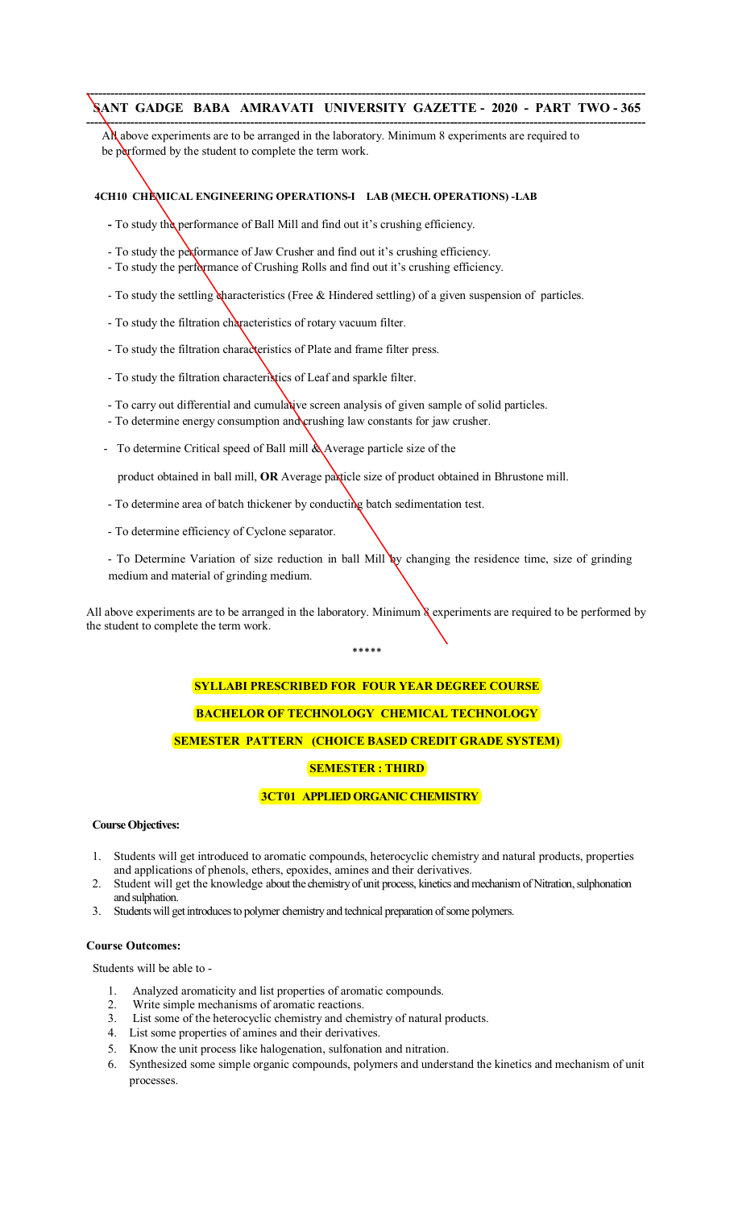All above experiments are to be arranged in the laboratory. Minimum 8 experiments are required to be performed by the student to complete the term work.

**4CH10 CHEMICAL ENGINEERING OPERATIONS-I LAB (MECH. OPERATIONS) -LAB**

- To study the performance of Ball Mill and find out it's crushing efficiency.
- To study the performance of Jaw Crusher and find out it's crushing efficiency.
- To study the performance of Crushing Rolls and find out it's crushing efficiency.
- To study the settling characteristics (Free & Hindered settling) of a given suspension of particles.
- To study the filtration characteristics of rotary vacuum filter.
- To study the filtration characteristics of Plate and frame filter press.
- To study the filtration characteristics of Leaf and sparkle filter.
- To carry out differential and cumulative screen analysis of given sample of solid particles.
- To determine energy consumption and crushing law constants for jaw crusher.
- To determine Critical speed of Ball mill & Average particle size of the product obtained in ball mill, **OR** Average particle size of product obtained in Bhrustone mill.
- To determine area of batch thickener by conducting batch sedimentation test.
- To determine efficiency of Cyclone separator.
- To Determine Variation of size reduction in ball Mill by changing the residence time, size of grinding medium and material of grinding medium.

All above experiments are to be arranged in the laboratory. Minimum 8 experiments are required to be performed by the student to complete the term work.

*****

**SYLLABI PRESCRIBED FOR FOUR YEAR DEGREE COURSE**

**BACHELOR OF TECHNOLOGY CHEMICAL TECHNOLOGY**

**SEMESTER PATTERN (CHOICE BASED CREDIT GRADE SYSTEM)**

**SEMESTER : THIRD**

**3CT01 APPLIED ORGANIC CHEMISTRY**

**Course Objectives:**

1. Students will get introduced to aromatic compounds, heterocyclic chemistry and natural products, properties and applications of phenols, ethers, epoxides, amines and their derivatives.
2. Student will get the knowledge about the chemistry of unit process, kinetics and mechanism of Nitration, sulphonation and sulphation.
3. Students will get introduces to polymer chemistry and technical preparation of some polymers.

**Course Outcomes:**

Students will be able to -

1. Analyzed aromaticity and list properties of aromatic compounds.
2. Write simple mechanisms of aromatic reactions.
3. List some of the heterocyclic chemistry and chemistry of natural products.
4. List some properties of amines and their derivatives.
5. Know the unit process like halogenation, sulfonation and nitration.
6. Synthesized some simple organic compounds, polymers and understand the kinetics and mechanism of unit processes.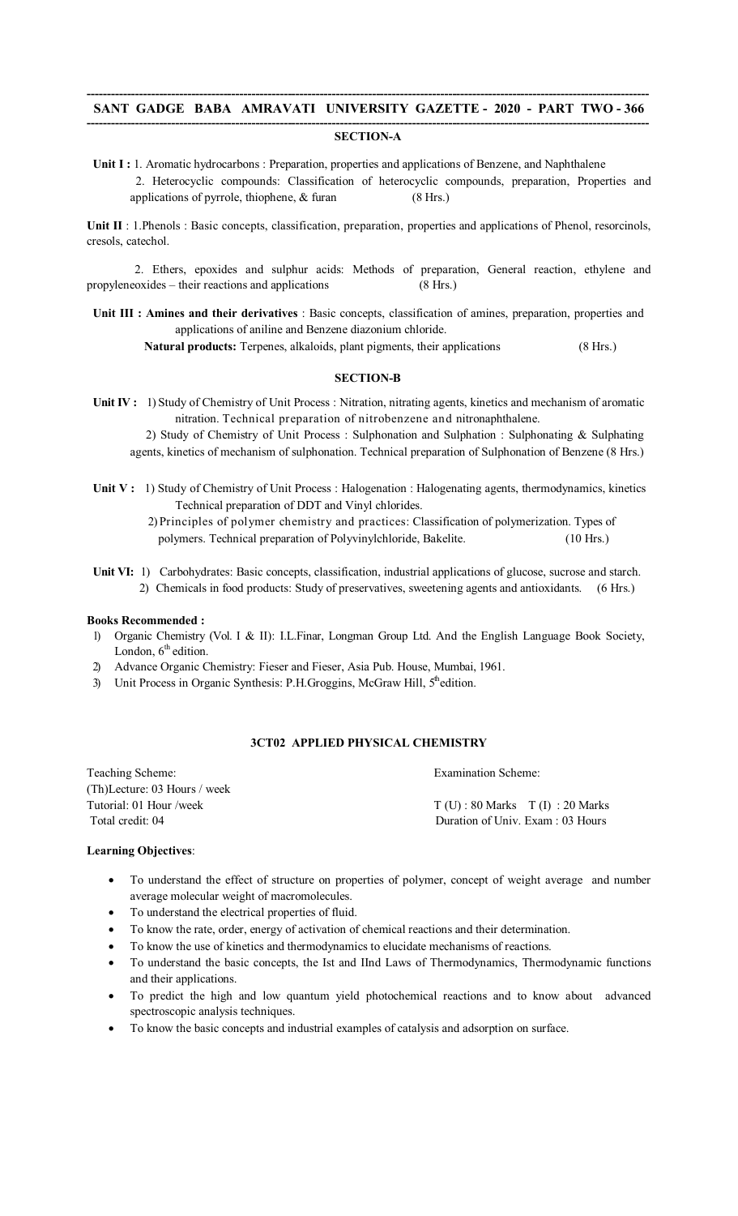## SECTION-A

**Unit I :** 1. Aromatic hydrocarbons : Preparation, properties and applications of Benzene, and Naphthalene

2. Heterocyclic compounds: Classification of heterocyclic compounds, preparation, Properties and applications of pyrrole, thiophene, & furan (8 Hrs.)

**Unit II** : 1.Phenols : Basic concepts, classification, preparation, properties and applications of Phenol, resorcinols, cresols, catechol.

2. Ethers, epoxides and sulphur acids: Methods of preparation, General reaction, ethylene and propyleneoxides – their reactions and applications (8 Hrs.)

**Unit III : Amines and their derivatives** : Basic concepts, classification of amines, preparation, properties and applications of aniline and Benzene diazonium chloride.

**Natural products:** Terpenes, alkaloids, plant pigments, their applications (8 Hrs.)

## SECTION-B

**Unit IV :** 1) Study of Chemistry of Unit Process : Nitration, nitrating agents, kinetics and mechanism of aromatic nitration. Technical preparation of nitrobenzene and nitronaphthalene.

2) Study of Chemistry of Unit Process : Sulphonation and Sulphation : Sulphonating & Sulphating agents, kinetics of mechanism of sulphonation. Technical preparation of Sulphonation of Benzene (8 Hrs.)

**Unit V :** 1) Study of Chemistry of Unit Process : Halogenation : Halogenating agents, thermodynamics, kinetics Technical preparation of DDT and Vinyl chlorides.

2) Principles of polymer chemistry and practices: Classification of polymerization. Types of polymers. Technical preparation of Polyvinylchloride, Bakelite. (10 Hrs.)

**Unit VI:** 1) Carbohydrates: Basic concepts, classification, industrial applications of glucose, sucrose and starch.

2) Chemicals in food products: Study of preservatives, sweetening agents and antioxidants. (6 Hrs.)

**Books Recommended :**

1) Organic Chemistry (Vol. I & II): I.L.Finar, Longman Group Ltd. And the English Language Book Society, London, 6th edition.
2) Advance Organic Chemistry: Fieser and Fieser, Asia Pub. House, Mumbai, 1961.
3) Unit Process in Organic Synthesis: P.H.Groggins, McGraw Hill, 5th edition.

## 3CT02 APPLIED PHYSICAL CHEMISTRY

| Teaching Scheme: | Examination Scheme: |
|---|---|
| (Th)Lecture: 03 Hours / week | |
| Tutorial: 01 Hour /week | T (U) : 80 Marks T (I) : 20 Marks |
| Total credit: 04 | Duration of Univ. Exam : 03 Hours |

**Learning Objectives**:

- To understand the effect of structure on properties of polymer, concept of weight average and number average molecular weight of macromolecules.
- To understand the electrical properties of fluid.
- To know the rate, order, energy of activation of chemical reactions and their determination.
- To know the use of kinetics and thermodynamics to elucidate mechanisms of reactions.
- To understand the basic concepts, the Ist and IInd Laws of Thermodynamics, Thermodynamic functions and their applications.
- To predict the high and low quantum yield photochemical reactions and to know about advanced spectroscopic analysis techniques.
- To know the basic concepts and industrial examples of catalysis and adsorption on surface.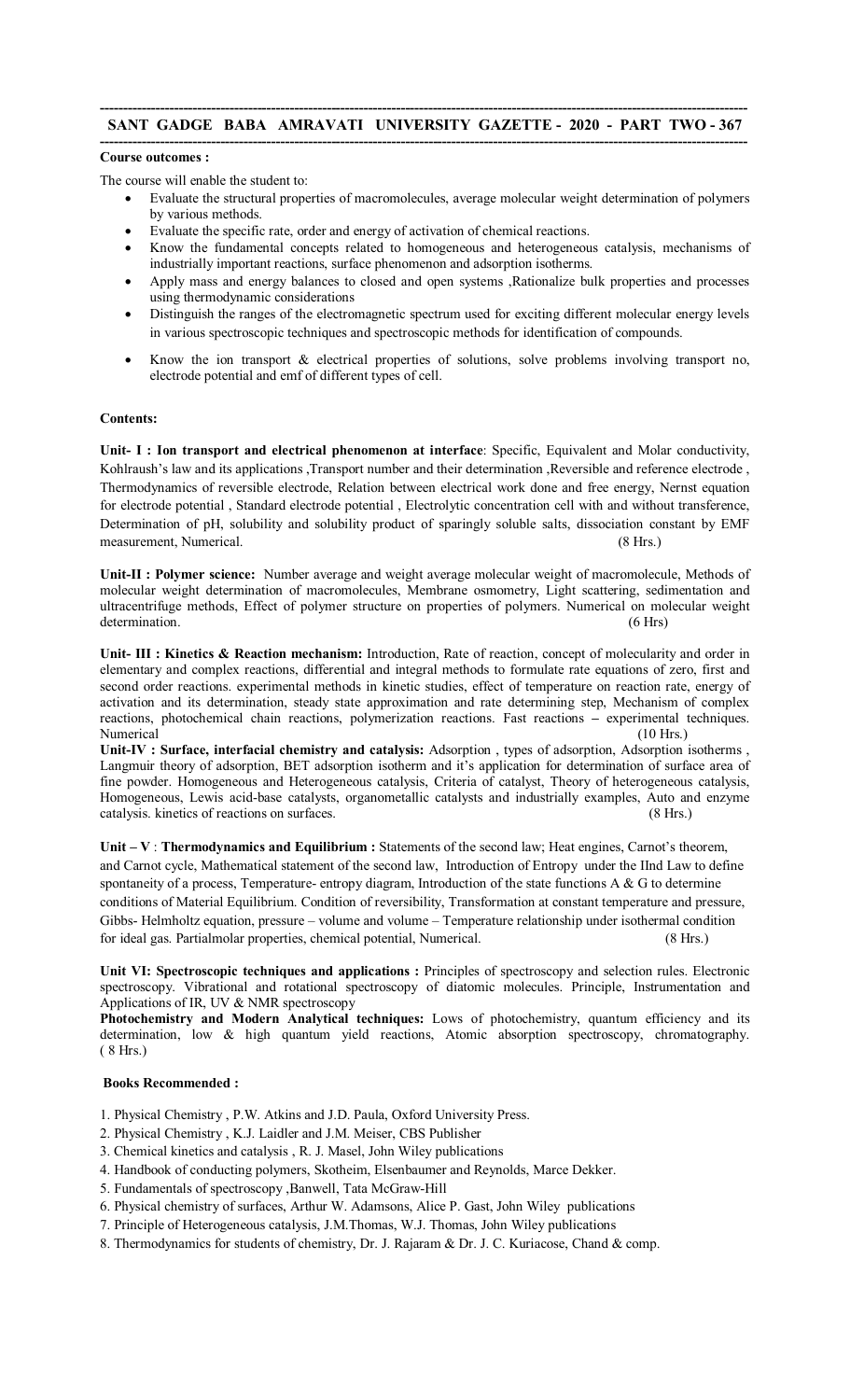**Course outcomes :**

The course will enable the student to:

- Evaluate the structural properties of macromolecules, average molecular weight determination of polymers by various methods.
- Evaluate the specific rate, order and energy of activation of chemical reactions.
- Know the fundamental concepts related to homogeneous and heterogeneous catalysis, mechanisms of industrially important reactions, surface phenomenon and adsorption isotherms.
- Apply mass and energy balances to closed and open systems ,Rationalize bulk properties and processes using thermodynamic considerations
- Distinguish the ranges of the electromagnetic spectrum used for exciting different molecular energy levels in various spectroscopic techniques and spectroscopic methods for identification of compounds.
- Know the ion transport & electrical properties of solutions, solve problems involving transport no, electrode potential and emf of different types of cell.

**Contents:**

**Unit- I : Ion transport and electrical phenomenon at interface**: Specific, Equivalent and Molar conductivity, Kohlraush's law and its applications ,Transport number and their determination ,Reversible and reference electrode , Thermodynamics of reversible electrode, Relation between electrical work done and free energy, Nernst equation for electrode potential , Standard electrode potential , Electrolytic concentration cell with and without transference, Determination of pH, solubility and solubility product of sparingly soluble salts, dissociation constant by EMF measurement, Numerical. (8 Hrs.)

**Unit-II : Polymer science:** Number average and weight average molecular weight of macromolecule, Methods of molecular weight determination of macromolecules, Membrane osmometry, Light scattering, sedimentation and ultracentrifuge methods, Effect of polymer structure on properties of polymers. Numerical on molecular weight determination. (6 Hrs)

**Unit- III : Kinetics & Reaction mechanism:** Introduction, Rate of reaction, concept of molecularity and order in elementary and complex reactions, differential and integral methods to formulate rate equations of zero, first and second order reactions. experimental methods in kinetic studies, effect of temperature on reaction rate, energy of activation and its determination, steady state approximation and rate determining step, Mechanism of complex reactions, photochemical chain reactions, polymerization reactions. Fast reactions – experimental techniques. Numerical (10 Hrs.)

**Unit-IV : Surface, interfacial chemistry and catalysis:** Adsorption , types of adsorption, Adsorption isotherms , Langmuir theory of adsorption, BET adsorption isotherm and it's application for determination of surface area of fine powder. Homogeneous and Heterogeneous catalysis, Criteria of catalyst, Theory of heterogeneous catalysis, Homogeneous, Lewis acid-base catalysts, organometallic catalysts and industrially examples, Auto and enzyme catalysis. kinetics of reactions on surfaces. (8 Hrs.)

**Unit – V** : **Thermodynamics and Equilibrium :** Statements of the second law; Heat engines, Carnot's theorem, and Carnot cycle, Mathematical statement of the second law, Introduction of Entropy under the IInd Law to define spontaneity of a process, Temperature- entropy diagram, Introduction of the state functions A & G to determine conditions of Material Equilibrium. Condition of reversibility, Transformation at constant temperature and pressure, Gibbs- Helmholtz equation, pressure – volume and volume – Temperature relationship under isothermal condition for ideal gas. Partialmolar properties, chemical potential, Numerical. (8 Hrs.)

**Unit VI: Spectroscopic techniques and applications :** Principles of spectroscopy and selection rules. Electronic spectroscopy. Vibrational and rotational spectroscopy of diatomic molecules. Principle, Instrumentation and Applications of IR, UV & NMR spectroscopy

**Photochemistry and Modern Analytical techniques:** Lows of photochemistry, quantum efficiency and its determination, low & high quantum yield reactions, Atomic absorption spectroscopy, chromatography. ( 8 Hrs.)

**Books Recommended :**

1. Physical Chemistry , P.W. Atkins and J.D. Paula, Oxford University Press.
2. Physical Chemistry , K.J. Laidler and J.M. Meiser, CBS Publisher
3. Chemical kinetics and catalysis , R. J. Masel, John Wiley publications
4. Handbook of conducting polymers, Skotheim, Elsenbaumer and Reynolds, Marce Dekker.
5. Fundamentals of spectroscopy ,Banwell, Tata McGraw-Hill
6. Physical chemistry of surfaces, Arthur W. Adamsons, Alice P. Gast, John Wiley publications
7. Principle of Heterogeneous catalysis, J.M.Thomas, W.J. Thomas, John Wiley publications
8. Thermodynamics for students of chemistry, Dr. J. Rajaram & Dr. J. C. Kuriacose, Chand & comp.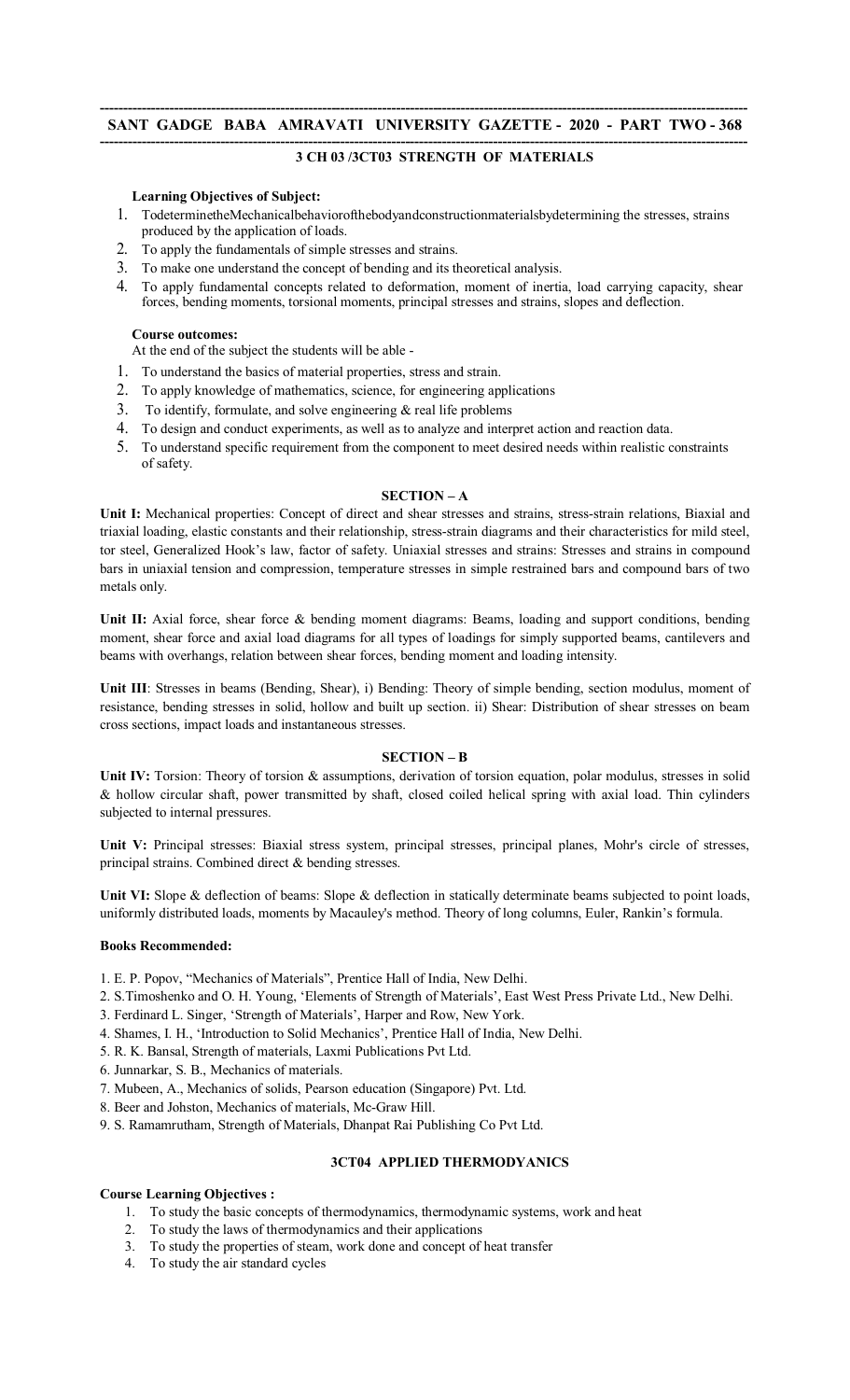## 3 CH 03 /3CT03 STRENGTH OF MATERIALS

**Learning Objectives of Subject:**

1. TodeterminetheMechanicalbehaviorofthebodyandconstructionmaterialsbydetermining the stresses, strains produced by the application of loads.
2. To apply the fundamentals of simple stresses and strains.
3. To make one understand the concept of bending and its theoretical analysis.
4. To apply fundamental concepts related to deformation, moment of inertia, load carrying capacity, shear forces, bending moments, torsional moments, principal stresses and strains, slopes and deflection.

**Course outcomes:**

At the end of the subject the students will be able -

1. To understand the basics of material properties, stress and strain.
2. To apply knowledge of mathematics, science, for engineering applications
3. To identify, formulate, and solve engineering & real life problems
4. To design and conduct experiments, as well as to analyze and interpret action and reaction data.
5. To understand specific requirement from the component to meet desired needs within realistic constraints of safety.

### SECTION – A

**Unit I:** Mechanical properties: Concept of direct and shear stresses and strains, stress-strain relations, Biaxial and triaxial loading, elastic constants and their relationship, stress-strain diagrams and their characteristics for mild steel, tor steel, Generalized Hook's law, factor of safety. Uniaxial stresses and strains: Stresses and strains in compound bars in uniaxial tension and compression, temperature stresses in simple restrained bars and compound bars of two metals only.

**Unit II:** Axial force, shear force & bending moment diagrams: Beams, loading and support conditions, bending moment, shear force and axial load diagrams for all types of loadings for simply supported beams, cantilevers and beams with overhangs, relation between shear forces, bending moment and loading intensity.

**Unit III**: Stresses in beams (Bending, Shear), i) Bending: Theory of simple bending, section modulus, moment of resistance, bending stresses in solid, hollow and built up section. ii) Shear: Distribution of shear stresses on beam cross sections, impact loads and instantaneous stresses.

### SECTION – B

**Unit IV:** Torsion: Theory of torsion & assumptions, derivation of torsion equation, polar modulus, stresses in solid & hollow circular shaft, power transmitted by shaft, closed coiled helical spring with axial load. Thin cylinders subjected to internal pressures.

**Unit V:** Principal stresses: Biaxial stress system, principal stresses, principal planes, Mohr's circle of stresses, principal strains. Combined direct & bending stresses.

**Unit VI:** Slope & deflection of beams: Slope & deflection in statically determinate beams subjected to point loads, uniformly distributed loads, moments by Macauley's method. Theory of long columns, Euler, Rankin's formula.

**Books Recommended:**

1. E. P. Popov, "Mechanics of Materials", Prentice Hall of India, New Delhi.
2. S.Timoshenko and O. H. Young, 'Elements of Strength of Materials', East West Press Private Ltd., New Delhi.
3. Ferdinard L. Singer, 'Strength of Materials', Harper and Row, New York.
4. Shames, I. H., 'Introduction to Solid Mechanics', Prentice Hall of India, New Delhi.
5. R. K. Bansal, Strength of materials, Laxmi Publications Pvt Ltd.
6. Junnarkar, S. B., Mechanics of materials.
7. Mubeen, A., Mechanics of solids, Pearson education (Singapore) Pvt. Ltd.
8. Beer and Johston, Mechanics of materials, Mc-Graw Hill.
9. S. Ramamrutham, Strength of Materials, Dhanpat Rai Publishing Co Pvt Ltd.

## 3CT04 APPLIED THERMODYANICS

**Course Learning Objectives :**

1. To study the basic concepts of thermodynamics, thermodynamic systems, work and heat
2. To study the laws of the thermodynamics and their applications
3. To study the properties of steam, work done and concept of heat transfer
4. To study the air standard cycles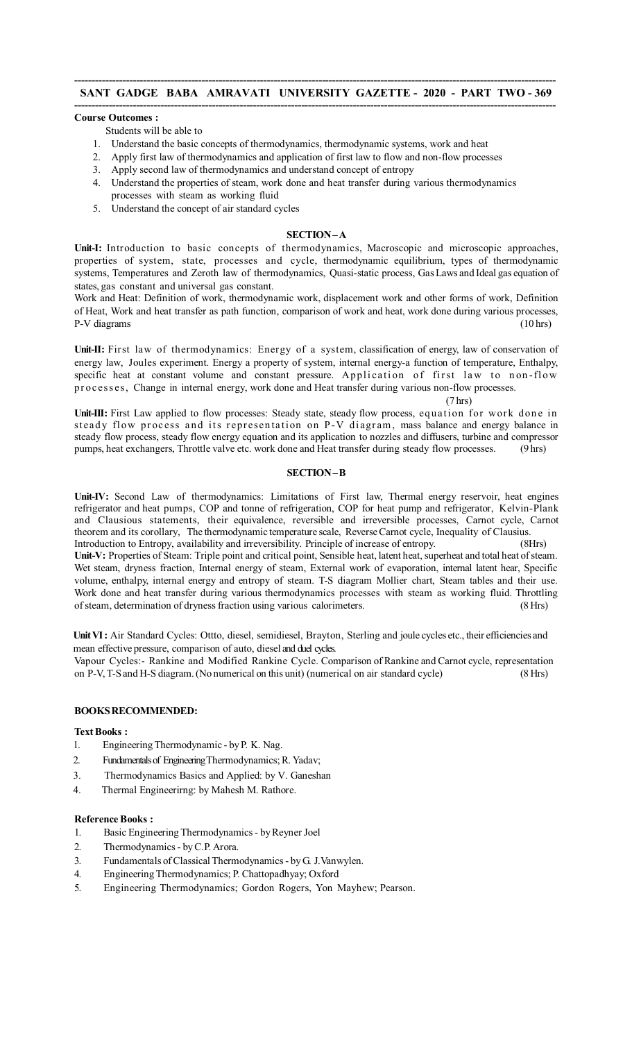**Course Outcomes :**

Students will be able to

1. Understand the basic concepts of thermodynamics, thermodynamic systems, work and heat
2. Apply first law of thermodynamics and application of first law to flow and non-flow processes
3. Apply second law of thermodynamics and understand concept of entropy
4. Understand the properties of steam, work done and heat transfer during various thermodynamics processes with steam as working fluid
5. Understand the concept of air standard cycles

## SECTION – A

**Unit-I:** Introduction to basic concepts of thermodynamics, Macroscopic and microscopic approaches, properties of system, state, processes and cycle, thermodynamic equilibrium, types of thermodynamic systems, Temperatures and Zeroth law of thermodynamics, Quasi-static process, Gas Laws and Ideal gas equation of states, gas constant and universal gas constant.

Work and Heat: Definition of work, thermodynamic work, displacement work and other forms of work, Definition of Heat, Work and heat transfer as path function, comparison of work and heat, work done during various processes, P-V diagrams (10 hrs)

**Unit-II:** First law of thermodynamics: Energy of a system, classification of energy, law of conservation of energy law, Joules experiment. Energy a property of system, internal energy-a function of temperature, Enthalpy, specific heat at constant volume and constant pressure. Application of first law to non-flow processes, Change in internal energy, work done and Heat transfer during various non-flow processes. (7 hrs)

**Unit-III:** First Law applied to flow processes: Steady state, steady flow process, equation for work done in steady flow process and its representation on P-V diagram, mass balance and energy balance in steady flow process, steady flow energy equation and its application to nozzles and diffusers, turbine and compressor pumps, heat exchangers, Throttle valve etc. work done and Heat transfer during steady flow processes. (9 hrs)

## SECTION – B

**Unit-IV:** Second Law of thermodynamics: Limitations of First law, Thermal energy reservoir, heat engines refrigerator and heat pumps, COP and tonne of refrigeration, COP for heat pump and refrigerator, Kelvin-Plank and Clausious statements, their equivalence, reversible and irreversible processes, Carnot cycle, Carnot theorem and its corollary, The thermodynamic temperature scale, Reverse Carnot cycle, Inequality of Clausius. Introduction to Entropy, availability and irreversibility. Principle of increase of entropy. (8Hrs)

**Unit-V:** Properties of Steam: Triple point and critical point, Sensible heat, latent heat, superheat and total heat of steam. Wet steam, dryness fraction, Internal energy of steam, External work of evaporation, internal latent hear, Specific volume, enthalpy, internal energy and entropy of steam. T-S diagram Mollier chart, Steam tables and their use. Work done and heat transfer during various thermodynamics processes with steam as working fluid. Throttling of steam, determination of dryness fraction using various calorimeters. (8 Hrs)

**Unit VI :** Air Standard Cycles: Ottto, diesel, semidiesel, Brayton, Sterling and joule cycles etc., their efficiencies and mean effective pressure, comparison of auto, diesel and duel cycles.

Vapour Cycles:- Rankine and Modified Rankine Cycle. Comparison of Rankine and Carnot cycle, representation on P-V, T-S and H-S diagram. (No numerical on this unit) (numerical on air standard cycle) (8 Hrs)

**BOOKS RECOMMENDED:**

**Text Books :**

1. Engineering Thermodynamic - by P. K. Nag.
2. Fundamentals of Engineering Thermodynamics; R. Yadav;
3. Thermodynamics Basics and Applied: by V. Ganeshan
4. Thermal Engineerirng: by Mahesh M. Rathore.

**Reference Books :**

1. Basic Engineering Thermodynamics - by Reyner Joel
2. Thermodynamics - by C.P. Arora.
3. Fundamentals of Classical Thermodynamics - by G. J.Vanwylen.
4. Engineering Thermodynamics; P. Chattopadhyay; Oxford
5. Engineering Thermodynamics; Gordon Rogers, Yon Mayhew; Pearson.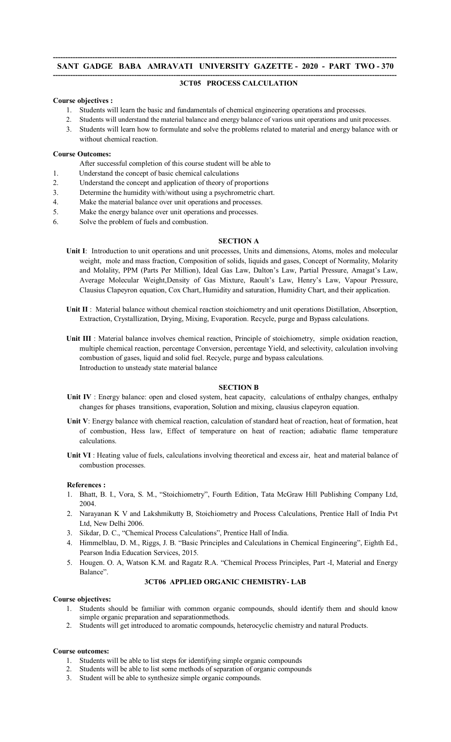## 3CT05 PROCESS CALCULATION

**Course objectives :**

1. Students will learn the basic and fundamentals of chemical engineering operations and processes.
2. Students will understand the material balance and energy balance of various unit operations and unit processes.
3. Students will learn how to formulate and solve the problems related to material and energy balance with or without chemical reaction.

**Course Outcomes:**

After successful completion of this course student will be able to

1. Understand the concept of basic chemical calculations
2. Understand the concept and application of theory of proportions
3. Determine the humidity with/without using a psychrometric chart.
4. Make the material balance over unit operations and processes.
5. Make the energy balance over unit operations and processes.
6. Solve the problem of fuels and combustion.

### SECTION A

**Unit I**: Introduction to unit operations and unit processes, Units and dimensions, Atoms, moles and molecular weight, mole and mass fraction, Composition of solids, liquids and gases, Concept of Normality, Molarity and Molality, PPM (Parts Per Million), Ideal Gas Law, Dalton's Law, Partial Pressure, Amagat's Law, Average Molecular Weight,Density of Gas Mixture, Raoult's Law, Henry's Law, Vapour Pressure, Clausius Clapeyron equation, Cox Chart,.Humidity and saturation, Humidity Chart, and their application.

**Unit II** : Material balance without chemical reaction stoichiometry and unit operations Distillation, Absorption, Extraction, Crystallization, Drying, Mixing, Evaporation. Recycle, purge and Bypass calculations.

**Unit III** : Material balance involves chemical reaction, Principle of stoichiometry, simple oxidation reaction, multiple chemical reaction, percentage Conversion, percentage Yield, and selectivity, calculation involving combustion of gases, liquid and solid fuel. Recycle, purge and bypass calculations.
Introduction to unsteady state material balance

### SECTION B

**Unit IV** : Energy balance: open and closed system, heat capacity, calculations of enthalpy changes, enthalpy changes for phases transitions, evaporation, Solution and mixing, clausius clapeyron equation.

**Unit V**: Energy balance with chemical reaction, calculation of standard heat of reaction, heat of formation, heat of combustion, Hess law, Effect of temperature on heat of reaction; adiabatic flame temperature calculations.

**Unit VI** : Heating value of fuels, calculations involving theoretical and excess air, heat and material balance of combustion processes.

**References :**

1. Bhatt, B. I., Vora, S. M., "Stoichiometry", Fourth Edition, Tata McGraw Hill Publishing Company Ltd, 2004.
2. Narayanan K V and Lakshmikutty B, Stoichiometry and Process Calculations, Prentice Hall of India Pvt Ltd, New Delhi 2006.
3. Sikdar, D. C., "Chemical Process Calculations", Prentice Hall of India.
4. Himmelblau, D. M., Riggs, J. B. "Basic Principles and Calculations in Chemical Engineering", Eighth Ed., Pearson India Education Services, 2015.
5. Hougen. O. A, Watson K.M. and Ragatz R.A. "Chemical Process Principles, Part -I, Material and Energy Balance".

## 3CT06 APPLIED ORGANIC CHEMISTRY- LAB

**Course objectives:**

1. Students should be familiar with common organic compounds, should identify them and should know simple organic preparation and separationmethods.
2. Students will get introduced to aromatic compounds, heterocyclic chemistry and natural Products.

**Course outcomes:**

1. Students will be able to list steps for identifying simple organic compounds
2. Students will be able to list some methods of separation of organic compounds
3. Student will be able to synthesize simple organic compounds.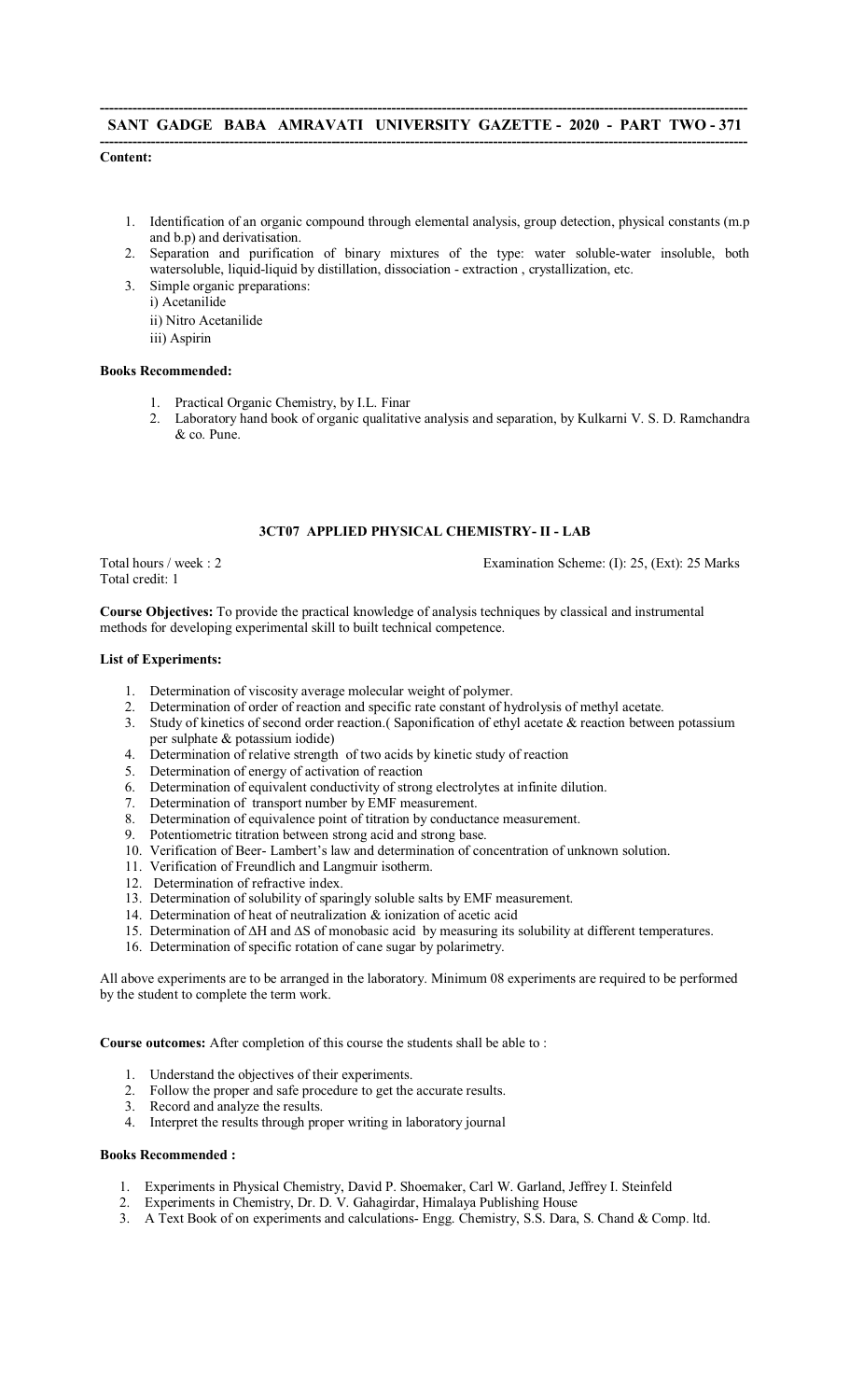**Content:**

1. Identification of an organic compound through elemental analysis, group detection, physical constants (m.p and b.p) and derivatisation.
2. Separation and purification of binary mixtures of the type: water soluble-water insoluble, both watersoluble, liquid-liquid by distillation, dissociation - extraction , crystallization, etc.
3. Simple organic preparations:
   i) Acetanilide
   ii) Nitro Acetanilide
   iii) Aspirin

**Books Recommended:**

1. Practical Organic Chemistry, by I.L. Finar
2. Laboratory hand book of organic qualitative analysis and separation, by Kulkarni V. S. D. Ramchandra & co. Pune.

### 3CT07 APPLIED PHYSICAL CHEMISTRY- II - LAB

Total hours / week : 2 | Examination Scheme: (I): 25, (Ext): 25 Marks

Total credit: 1

**Course Objectives:** To provide the practical knowledge of analysis techniques by classical and instrumental methods for developing experimental skill to built technical competence.

**List of Experiments:**

1. Determination of viscosity average molecular weight of polymer.
2. Determination of order of reaction and specific rate constant of hydrolysis of methyl acetate.
3. Study of kinetics of second order reaction.( Saponification of ethyl acetate & reaction between potassium per sulphate & potassium iodide)
4. Determination of relative strength of two acids by kinetic study of reaction
5. Determination of energy of activation of reaction
6. Determination of equivalent conductivity of strong electrolytes at infinite dilution.
7. Determination of transport number by EMF measurement.
8. Determination of equivalence point of titration by conductance measurement.
9. Potentiometric titration between strong acid and strong base.
10. Verification of Beer- Lambert's law and determination of concentration of unknown solution.
11. Verification of Freundlich and Langmuir isotherm.
12. Determination of refractive index.
13. Determination of solubility of sparingly soluble salts by EMF measurement.
14. Determination of heat of neutralization & ionization of acetic acid
15. Determination of $\Delta H$ and $\Delta S$ of monobasic acid by measuring its solubility at different temperatures.
16. Determination of specific rotation of cane sugar by polarimetry.

All above experiments are to be arranged in the laboratory. Minimum 08 experiments are required to be performed by the student to complete the term work.

**Course outcomes:** After completion of this course the students shall be able to :

1. Understand the objectives of their experiments.
2. Follow the proper and safe procedure to get the accurate results.
3. Record and analyze the results.
4. Interpret the results through proper writing in laboratory journal

**Books Recommended :**

1. Experiments in Physical Chemistry, David P. Shoemaker, Carl W. Garland, Jeffrey I. Steinfeld
2. Experiments in Chemistry, Dr. D. V. Gahagirdar, Himalaya Publishing House
3. A Text Book of on experiments and calculations- Engg. Chemistry, S.S. Dara, S. Chand & Comp. ltd.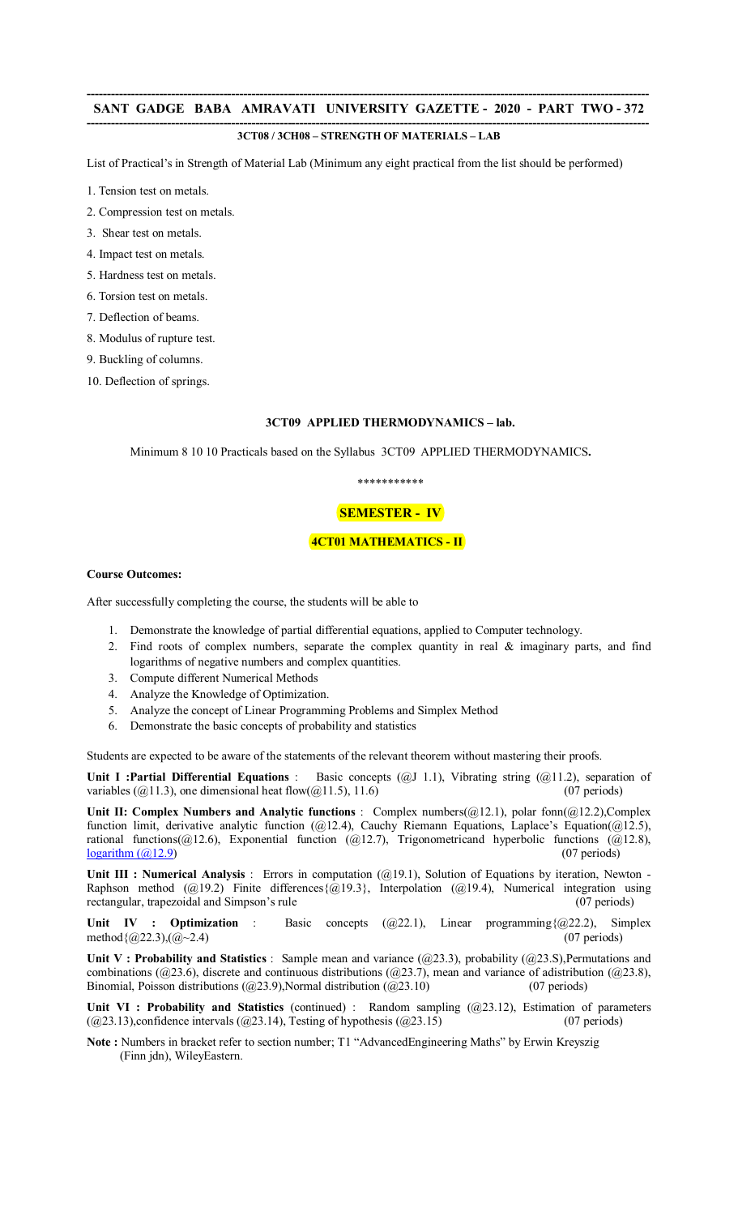### 3CT08 / 3CH08 – STRENGTH OF MATERIALS – LAB

List of Practical's in Strength of Material Lab (Minimum any eight practical from the list should be performed)

1. Tension test on metals.
2. Compression test on metals.
3. Shear test on metals.
4. Impact test on metals.
5. Hardness test on metals.
6. Torsion test on metals.
7. Deflection of beams.
8. Modulus of rupture test.
9. Buckling of columns.
10. Deflection of springs.

### 3CT09 APPLIED THERMODYNAMICS – lab.

Minimum 8 10 10 Practicals based on the Syllabus 3CT09 APPLIED THERMODYNAMICS**.**

\*\*\*\*\*\*\*\*\*\*\*

## SEMESTER - IV

## 4CT01 MATHEMATICS - II

**Course Outcomes:**

After successfully completing the course, the students will be able to

1. Demonstrate the knowledge of partial differential equations, applied to Computer technology.
2. Find roots of complex numbers, separate the complex quantity in real & imaginary parts, and find logarithms of negative numbers and complex quantities.
3. Compute different Numerical Methods
4. Analyze the Knowledge of Optimization.
5. Analyze the concept of Linear Programming Problems and Simplex Method
6. Demonstrate the basic concepts of probability and statistics

Students are expected to be aware of the statements of the relevant theorem without mastering their proofs.

**Unit I :Partial Differential Equations** : Basic concepts (@J 1.1), Vibrating string (@11.2), separation of variables (@11.3), one dimensional heat flow(@11.5), 11.6) (07 periods)

**Unit II: Complex Numbers and Analytic functions** : Complex numbers(@12.1), polar fonn(@12.2),Complex function limit, derivative analytic function (@12.4), Cauchy Riemann Equations, Laplace's Equation(@12.5), rational functions(@12.6), Exponential function (@12.7), Trigonometricand hyperbolic functions (@12.8), logarithm (@12.9) (07 periods)

**Unit III : Numerical Analysis** : Errors in computation (@19.1), Solution of Equations by iteration, Newton - Raphson method (@19.2) Finite differences{@19.3}, Interpolation (@19.4), Numerical integration using rectangular, trapezoidal and Simpson's rule (07 periods)

**Unit IV : Optimization** : Basic concepts (@22.1), Linear programming{@22.2), Simplex method{@22.3),(@~2.4) (07 periods)

**Unit V : Probability and Statistics** : Sample mean and variance (@23.3), probability (@23.S),Permutations and combinations (@23.6), discrete and continuous distributions (@23.7), mean and variance of adistribution (@23.8), Binomial, Poisson distributions (@23.9),Normal distribution (@23.10) (07 periods)

**Unit VI : Probability and Statistics** (continued) : Random sampling (@23.12), Estimation of parameters (@23.13),confidence intervals (@23.14), Testing of hypothesis (@23.15) (07 periods)

**Note :** Numbers in bracket refer to section number; T1 "AdvancedEngineering Maths" by Erwin Kreyszig (Finn jdn), WileyEastern.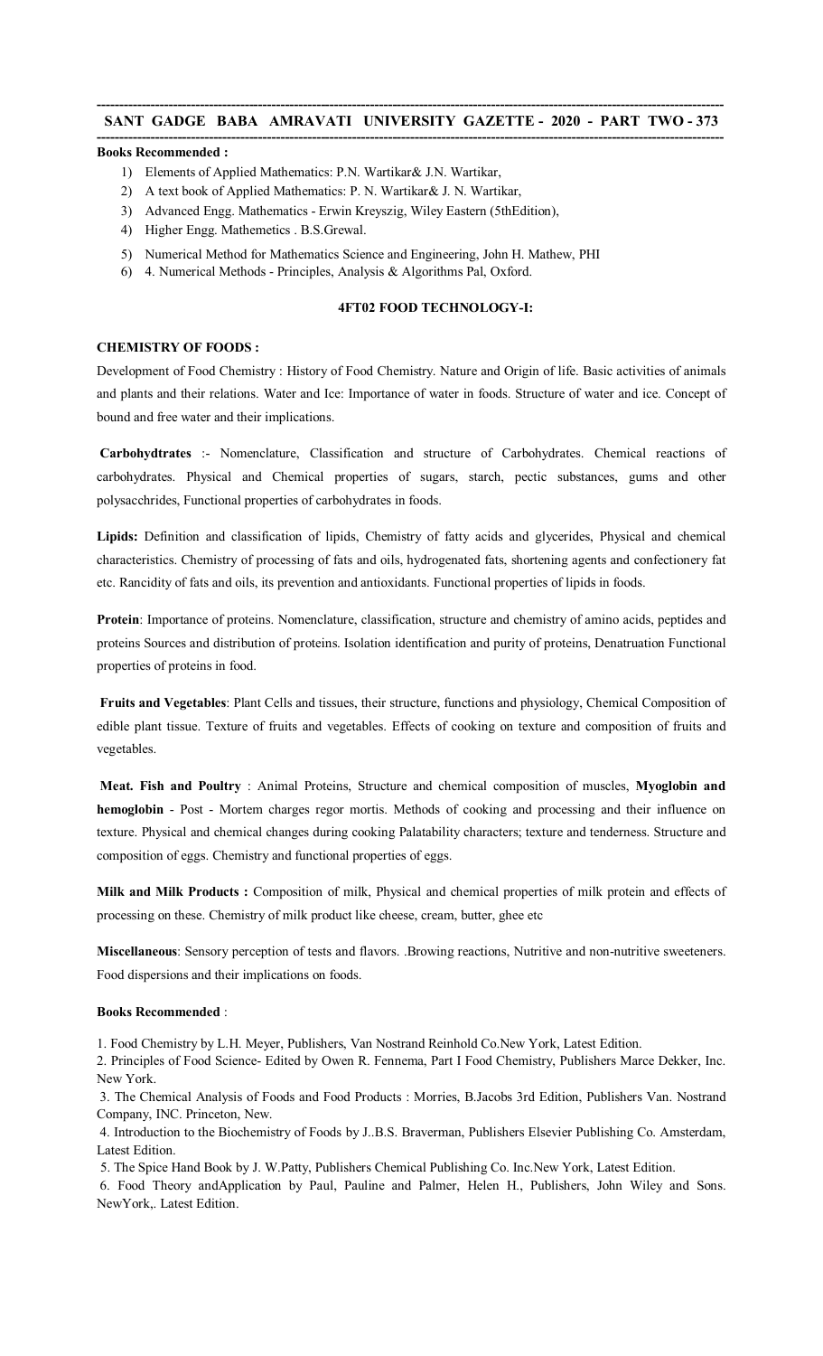**Books Recommended :**

1) Elements of Applied Mathematics: P.N. Wartikar& J.N. Wartikar,
2) A text book of Applied Mathematics: P. N. Wartikar& J. N. Wartikar,
3) Advanced Engg. Mathematics - Erwin Kreyszig, Wiley Eastern (5thEdition),
4) Higher Engg. Mathemetics . B.S.Grewal.
5) Numerical Method for Mathematics Science and Engineering, John H. Mathew, PHI
6) 4. Numerical Methods - Principles, Analysis & Algorithms Pal, Oxford.

## 4FT02 FOOD TECHNOLOGY-I:

**CHEMISTRY OF FOODS :**

Development of Food Chemistry : History of Food Chemistry. Nature and Origin of life. Basic activities of animals and plants and their relations. Water and Ice: Importance of water in foods. Structure of water and ice. Concept of bound and free water and their implications.

**Carbohydtrates** :- Nomenclature, Classification and structure of Carbohydrates. Chemical reactions of carbohydrates. Physical and Chemical properties of sugars, starch, pectic substances, gums and other polysacchrides, Functional properties of carbohydrates in foods.

**Lipids:** Definition and classification of lipids, Chemistry of fatty acids and glycerides, Physical and chemical characteristics. Chemistry of processing of fats and oils, hydrogenated fats, shortening agents and confectionery fat etc. Rancidity of fats and oils, its prevention and antioxidants. Functional properties of lipids in foods.

**Protein**: Importance of proteins. Nomenclature, classification, structure and chemistry of amino acids, peptides and proteins Sources and distribution of proteins. Isolation identification and purity of proteins, Denatruation Functional properties of proteins in food.

**Fruits and Vegetables**: Plant Cells and tissues, their structure, functions and physiology, Chemical Composition of edible plant tissue. Texture of fruits and vegetables. Effects of cooking on texture and composition of fruits and vegetables.

**Meat. Fish and Poultry** : Animal Proteins, Structure and chemical composition of muscles, **Myoglobin and hemoglobin** - Post - Mortem charges regor mortis. Methods of cooking and processing and their influence on texture. Physical and chemical changes during cooking Palatability characters; texture and tenderness. Structure and composition of eggs. Chemistry and functional properties of eggs.

**Milk and Milk Products :** Composition of milk, Physical and chemical properties of milk protein and effects of processing on these. Chemistry of milk product like cheese, cream, butter, ghee etc

**Miscellaneous**: Sensory perception of tests and flavors. .Browing reactions, Nutritive and non-nutritive sweeteners. Food dispersions and their implications on foods.

**Books Recommended** :

1. Food Chemistry by L.H. Meyer, Publishers, Van Nostrand Reinhold Co.New York, Latest Edition.
2. Principles of Food Science- Edited by Owen R. Fennema, Part I Food Chemistry, Publishers Marce Dekker, Inc. New York.
3. The Chemical Analysis of Foods and Food Products : Morries, B.Jacobs 3rd Edition, Publishers Van. Nostrand Company, INC. Princeton, New.
4. Introduction to the Biochemistry of Foods by J..B.S. Braverman, Publishers Elsevier Publishing Co. Amsterdam, Latest Edition.
5. The Spice Hand Book by J. W.Patty, Publishers Chemical Publishing Co. Inc.New York, Latest Edition.
6. Food Theory andApplication by Paul, Pauline and Palmer, Helen H., Publishers, John Wiley and Sons. NewYork,. Latest Edition.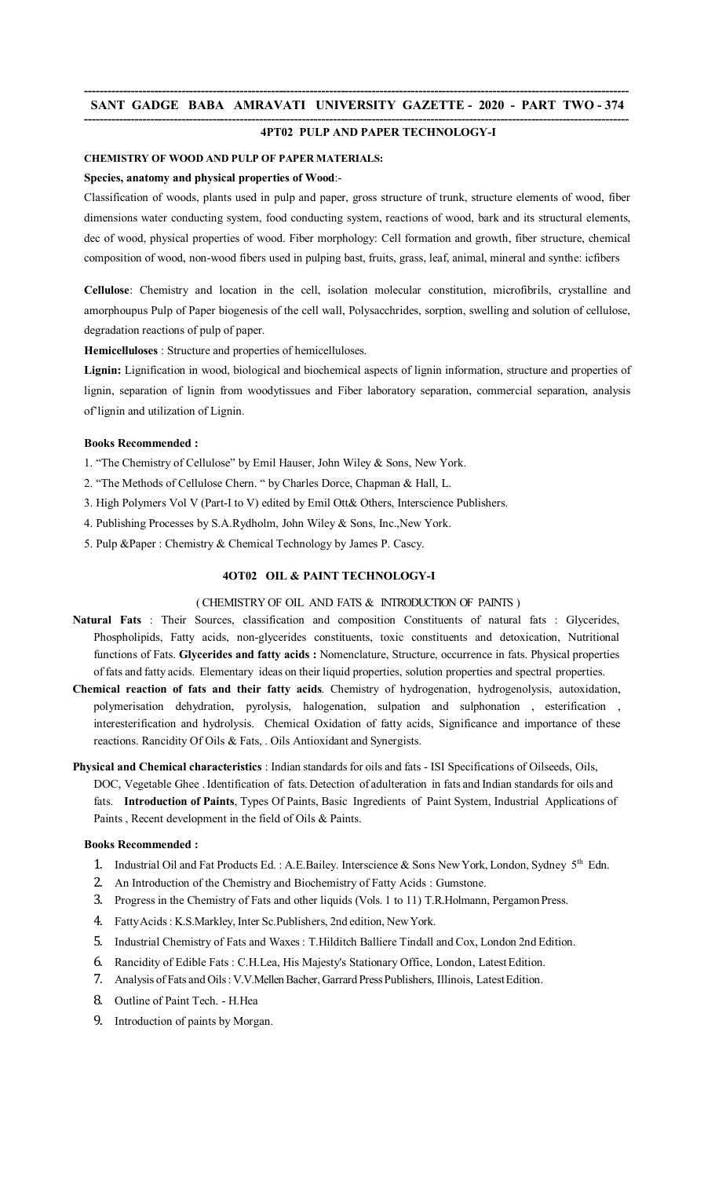## 4PT02 PULP AND PAPER TECHNOLOGY-I

**CHEMISTRY OF WOOD AND PULP OF PAPER MATERIALS:**

**Species, anatomy and physical properties of Wood**:-

Classification of woods, plants used in pulp and paper, gross structure of trunk, structure elements of wood, fiber dimensions water conducting system, food conducting system, reactions of wood, bark and its structural elements, dec of wood, physical properties of wood. Fiber morphology: Cell formation and growth, fiber structure, chemical composition of wood, non-wood fibers used in pulping bast, fruits, grass, leaf, animal, mineral and synthe: icfibers

**Cellulose**: Chemistry and location in the cell, isolation molecular constitution, microfibrils, crystalline and amorphoupus Pulp of Paper biogenesis of the cell wall, Polysacchrides, sorption, swelling and solution of cellulose, degradation reactions of pulp of paper.

**Hemicelluloses** : Structure and properties of hemicelluloses.

**Lignin:** Lignification in wood, biological and biochemical aspects of lignin information, structure and properties of lignin, separation of lignin from woodytissues and Fiber laboratory separation, commercial separation, analysis of'lignin and utilization of Lignin.

**Books Recommended :**

1. "The Chemistry of Cellulose" by Emil Hauser, John Wiley & Sons, New York.
2. "The Methods of Cellulose Chern. " by Charles Dorce, Chapman & Hall, L.
3. High Polymers Vol V (Part-I to V) edited by Emil Ott& Others, Interscience Publishers.
4. Publishing Processes by S.A.Rydholm, John Wiley & Sons, Inc.,New York.
5. Pulp &Paper : Chemistry & Chemical Technology by James P. Cascy.

## 4OT02 OIL & PAINT TECHNOLOGY-I

( CHEMISTRY OF OIL AND FATS & INTRODUCTION OF PAINTS )

**Natural Fats** : Their Sources, classification and composition Constituents of natural fats : Glycerides, Phospholipids, Fatty acids, non-glycerides constituents, toxic constituents and detoxication, Nutritional functions of Fats. **Glycerides and fatty acids :** Nomenclature, Structure, occurrence in fats. Physical properties of fats and fatty acids. Elementary ideas on their liquid properties, solution properties and spectral properties.

**Chemical reaction of fats and their fatty acids**. Chemistry of hydrogenation, hydrogenolysis, autoxidation, polymerisation dehydration, pyrolysis, halogenation, sulpation and sulphonation , esterification , interesterification and hydrolysis. Chemical Oxidation of fatty acids, Significance and importance of these reactions. Rancidity Of Oils & Fats, . Oils Antioxidant and Synergists.

**Physical and Chemical characteristics** : Indian standards for oils and fats - ISI Specifications of Oilseeds, Oils, DOC, Vegetable Ghee . Identification of fats. Detection of adulteration in fats and Indian standards for oils and fats. **Introduction of Paints**, Types Of Paints, Basic Ingredients of Paint System, Industrial Applications of Paints , Recent development in the field of Oils & Paints.

**Books Recommended :**

1. Industrial Oil and Fat Products Ed. : A.E.Bailey. Interscience & Sons New York, London, Sydney 5th Edn.
2. An Introduction of the Chemistry and Biochemistry of Fatty Acids : Gumstone.
3. Progress in the Chemistry of Fats and other liquids (Vols. 1 to 11) T.R.Holmann, Pergamon Press.
4. Fatty Acids : K.S.Markley, Inter Sc.Publishers, 2nd edition, New York.
5. Industrial Chemistry of Fats and Waxes : T.Hilditch Balliere Tindall and Cox, London 2nd Edition.
6. Rancidity of Edible Fats : C.H.Lea, His Majesty's Stationary Office, London, Latest Edition.
7. Analysis of Fats and Oils : V.V.Mellen Bacher, Garrard Press Publishers, Illinois, Latest Edition.
8. Outline of Paint Tech. - H.Hea
9. Introduction of paints by Morgan.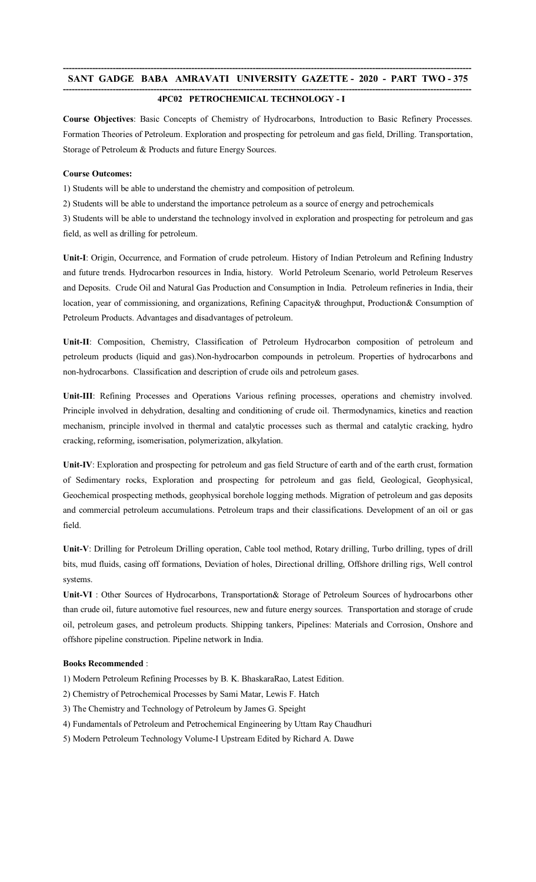## 4PC02 PETROCHEMICAL TECHNOLOGY - I

**Course Objectives**: Basic Concepts of Chemistry of Hydrocarbons, Introduction to Basic Refinery Processes. Formation Theories of Petroleum. Exploration and prospecting for petroleum and gas field, Drilling. Transportation, Storage of Petroleum & Products and future Energy Sources.

**Course Outcomes:**

1) Students will be able to understand the chemistry and composition of petroleum.

2) Students will be able to understand the importance petroleum as a source of energy and petrochemicals

3) Students will be able to understand the technology involved in exploration and prospecting for petroleum and gas field, as well as drilling for petroleum.

**Unit-I**: Origin, Occurrence, and Formation of crude petroleum. History of Indian Petroleum and Refining Industry and future trends. Hydrocarbon resources in India, history. World Petroleum Scenario, world Petroleum Reserves and Deposits. Crude Oil and Natural Gas Production and Consumption in India. Petroleum refineries in India, their location, year of commissioning, and organizations, Refining Capacity& throughput, Production& Consumption of Petroleum Products. Advantages and disadvantages of petroleum.

**Unit-II**: Composition, Chemistry, Classification of Petroleum Hydrocarbon composition of petroleum and petroleum products (liquid and gas).Non-hydrocarbon compounds in petroleum. Properties of hydrocarbons and non-hydrocarbons. Classification and description of crude oils and petroleum gases.

**Unit-III**: Refining Processes and Operations Various refining processes, operations and chemistry involved. Principle involved in dehydration, desalting and conditioning of crude oil. Thermodynamics, kinetics and reaction mechanism, principle involved in thermal and catalytic processes such as thermal and catalytic cracking, hydro cracking, reforming, isomerisation, polymerization, alkylation.

**Unit-IV**: Exploration and prospecting for petroleum and gas field Structure of earth and of the earth crust, formation of Sedimentary rocks, Exploration and prospecting for petroleum and gas field, Geological, Geophysical, Geochemical prospecting methods, geophysical borehole logging methods. Migration of petroleum and gas deposits and commercial petroleum accumulations. Petroleum traps and their classifications. Development of an oil or gas field.

**Unit-V**: Drilling for Petroleum Drilling operation, Cable tool method, Rotary drilling, Turbo drilling, types of drill bits, mud fluids, casing off formations, Deviation of holes, Directional drilling, Offshore drilling rigs, Well control systems.

**Unit-VI** : Other Sources of Hydrocarbons, Transportation& Storage of Petroleum Sources of hydrocarbons other than crude oil, future automotive fuel resources, new and future energy sources. Transportation and storage of crude oil, petroleum gases, and petroleum products. Shipping tankers, Pipelines: Materials and Corrosion, Onshore and offshore pipeline construction. Pipeline network in India.

**Books Recommended** :

1) Modern Petroleum Refining Processes by B. K. BhaskaraRao, Latest Edition.

2) Chemistry of Petrochemical Processes by Sami Matar, Lewis F. Hatch

3) The Chemistry and Technology of Petroleum by James G. Speight

4) Fundamentals of Petroleum and Petrochemical Engineering by Uttam Ray Chaudhuri

5) Modern Petroleum Technology Volume-I Upstream Edited by Richard A. Dawe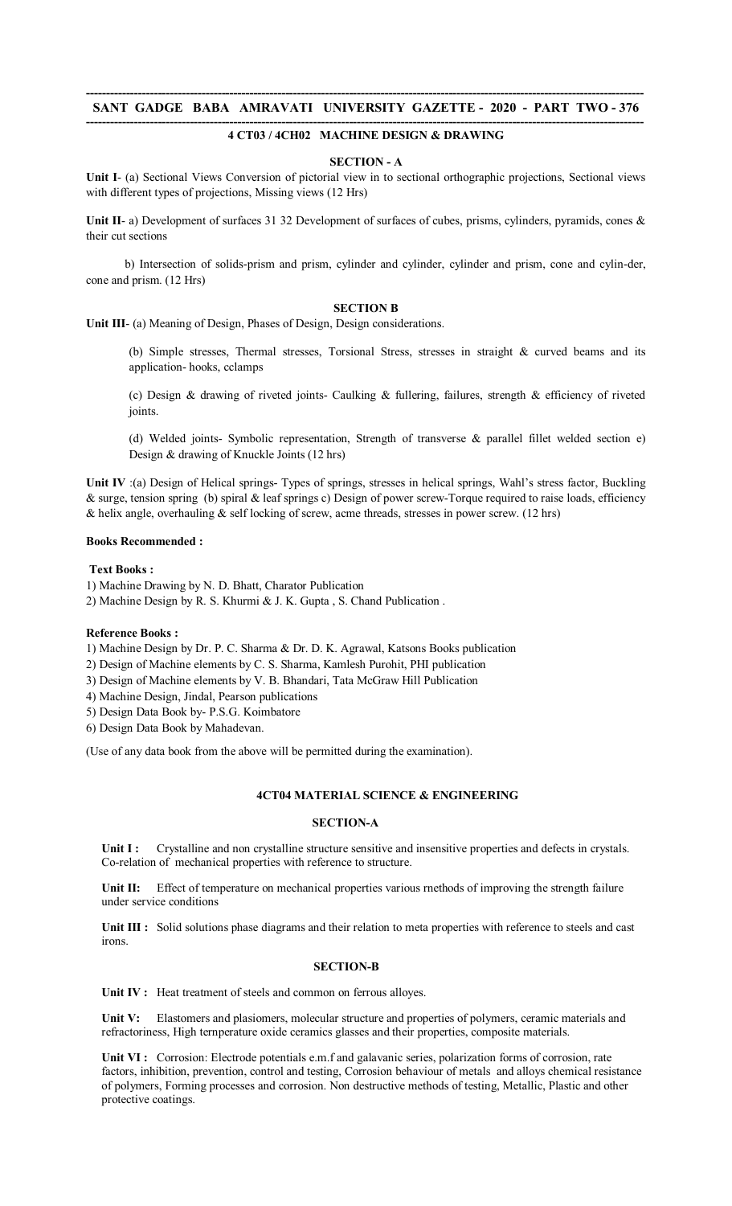## 4 CT03 / 4CH02 MACHINE DESIGN & DRAWING

### SECTION - A

**Unit I**- (a) Sectional Views Conversion of pictorial view in to sectional orthographic projections, Sectional views with different types of projections, Missing views (12 Hrs)

**Unit II**- a) Development of surfaces 31 32 Development of surfaces of cubes, prisms, cylinders, pyramids, cones & their cut sections

b) Intersection of solids-prism and prism, cylinder and cylinder, cylinder and prism, cone and cylin-der, cone and prism. (12 Hrs)

### SECTION B

**Unit III**- (a) Meaning of Design, Phases of Design, Design considerations.

(b) Simple stresses, Thermal stresses, Torsional Stress, stresses in straight & curved beams and its application- hooks, cclamps

(c) Design & drawing of riveted joints- Caulking & fullering, failures, strength & efficiency of riveted joints.

(d) Welded joints- Symbolic representation, Strength of transverse & parallel fillet welded section e) Design & drawing of Knuckle Joints (12 hrs)

**Unit IV** :(a) Design of Helical springs- Types of springs, stresses in helical springs, Wahl's stress factor, Buckling & surge, tension spring (b) spiral & leaf springs c) Design of power screw-Torque required to raise loads, efficiency & helix angle, overhauling & self locking of screw, acme threads, stresses in power screw. (12 hrs)

**Books Recommended :**

**Text Books :**

1) Machine Drawing by N. D. Bhatt, Charator Publication
2) Machine Design by R. S. Khurmi & J. K. Gupta , S. Chand Publication .

**Reference Books :**

1) Machine Design by Dr. P. C. Sharma & Dr. D. K. Agrawal, Katsons Books publication
2) Design of Machine elements by C. S. Sharma, Kamlesh Purohit, PHI publication
3) Design of Machine elements by V. B. Bhandari, Tata McGraw Hill Publication
4) Machine Design, Jindal, Pearson publications
5) Design Data Book by- P.S.G. Koimbatore
6) Design Data Book by Mahadevan.

(Use of any data book from the above will be permitted during the examination).

## 4CT04 MATERIAL SCIENCE & ENGINEERING

### SECTION-A

**Unit I :** Crystalline and non crystalline structure sensitive and insensitive properties and defects in crystals. Co-relation of mechanical properties with reference to structure.

**Unit II:** Effect of temperature on mechanical properties various rnethods of improving the strength failure under service conditions

**Unit III :** Solid solutions phase diagrams and their relation to meta properties with reference to steels and cast irons.

### SECTION-B

**Unit IV :** Heat treatment of steels and common on ferrous alloyes.

**Unit V:** Elastomers and plasiomers, molecular structure and properties of polymers, ceramic materials and refractoriness, High ternperature oxide ceramics glasses and their properties, composite materials.

**Unit VI :** Corrosion: Electrode potentials e.m.f and galavanic series, polarization forms of corrosion, rate factors, inhibition, prevention, control and testing, Corrosion behaviour of metals and alloys chemical resistance of polymers, Forming processes and corrosion. Non destructive methods of testing, Metallic, Plastic and other protective coatings.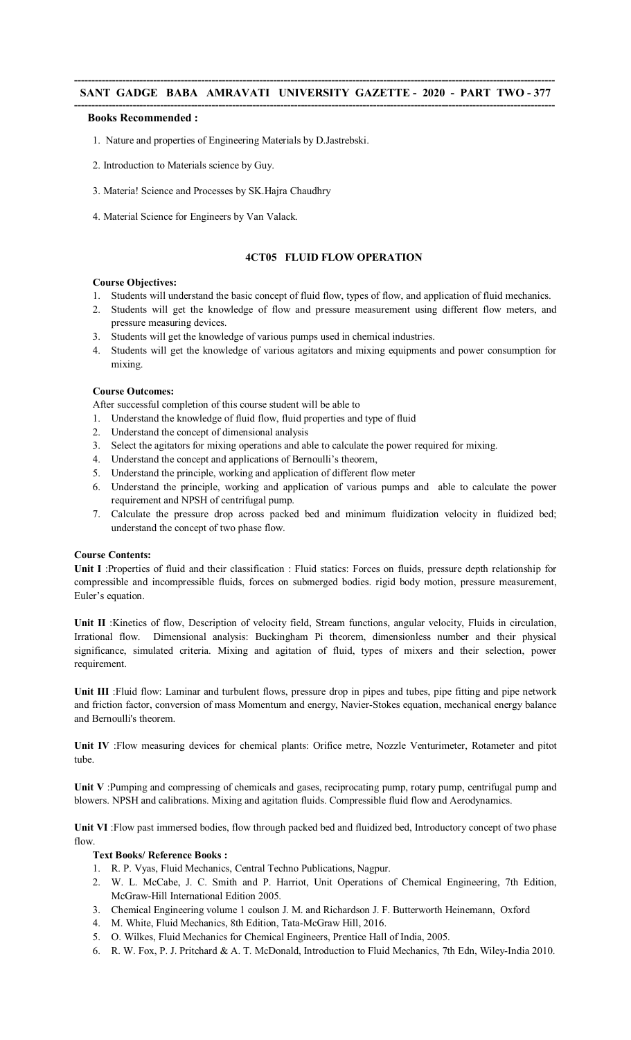**Books Recommended :**

1. Nature and properties of Engineering Materials by D.Jastrebski.
2. Introduction to Materials science by Guy.
3. Materia! Science and Processes by SK.Hajra Chaudhry
4. Material Science for Engineers by Van Valack.

## 4CT05 FLUID FLOW OPERATION

**Course Objectives:**

1. Students will understand the basic concept of fluid flow, types of flow, and application of fluid mechanics.
2. Students will get the knowledge of flow and pressure measurement using different flow meters, and pressure measuring devices.
3. Students will get the knowledge of various pumps used in chemical industries.
4. Students will get the knowledge of various agitators and mixing equipments and power consumption for mixing.

**Course Outcomes:**

After successful completion of this course student will be able to

1. Understand the knowledge of fluid flow, fluid properties and type of fluid
2. Understand the concept of dimensional analysis
3. Select the agitators for mixing operations and able to calculate the power required for mixing.
4. Understand the concept and applications of Bernoulli's theorem,
5. Understand the principle, working and application of different flow meter
6. Understand the principle, working and application of various pumps and able to calculate the power requirement and NPSH of centrifugal pump.
7. Calculate the pressure drop across packed bed and minimum fluidization velocity in fluidized bed; understand the concept of two phase flow.

**Course Contents:**

**Unit I** :Properties of fluid and their classification : Fluid statics: Forces on fluids, pressure depth relationship for compressible and incompressible fluids, forces on submerged bodies. rigid body motion, pressure measurement, Euler's equation.

**Unit II** :Kinetics of flow, Description of velocity field, Stream functions, angular velocity, Fluids in circulation, Irrational flow. Dimensional analysis: Buckingham Pi theorem, dimensionless number and their physical significance, simulated criteria. Mixing and agitation of fluid, types of mixers and their selection, power requirement.

**Unit III** :Fluid flow: Laminar and turbulent flows, pressure drop in pipes and tubes, pipe fitting and pipe network and friction factor, conversion of mass Momentum and energy, Navier-Stokes equation, mechanical energy balance and Bernoulli's theorem.

**Unit IV** :Flow measuring devices for chemical plants: Orifice metre, Nozzle Venturimeter, Rotameter and pitot tube.

**Unit V** :Pumping and compressing of chemicals and gases, reciprocating pump, rotary pump, centrifugal pump and blowers. NPSH and calibrations. Mixing and agitation fluids. Compressible fluid flow and Aerodynamics.

**Unit VI** :Flow past immersed bodies, flow through packed bed and fluidized bed, Introductory concept of two phase flow.

**Text Books/ Reference Books :**

1. R. P. Vyas, Fluid Mechanics, Central Techno Publications, Nagpur.
2. W. L. McCabe, J. C. Smith and P. Harriot, Unit Operations of Chemical Engineering, 7th Edition, McGraw-Hill International Edition 2005.
3. Chemical Engineering volume 1 coulson J. M. and Richardson J. F. Butterworth Heinemann, Oxford
4. M. White, Fluid Mechanics, 8th Edition, Tata-McGraw Hill, 2016.
5. O. Wilkes, Fluid Mechanics for Chemical Engineers, Prentice Hall of India, 2005.
6. R. W. Fox, P. J. Pritchard & A. T. McDonald, Introduction to Fluid Mechanics, 7th Edn, Wiley-India 2010.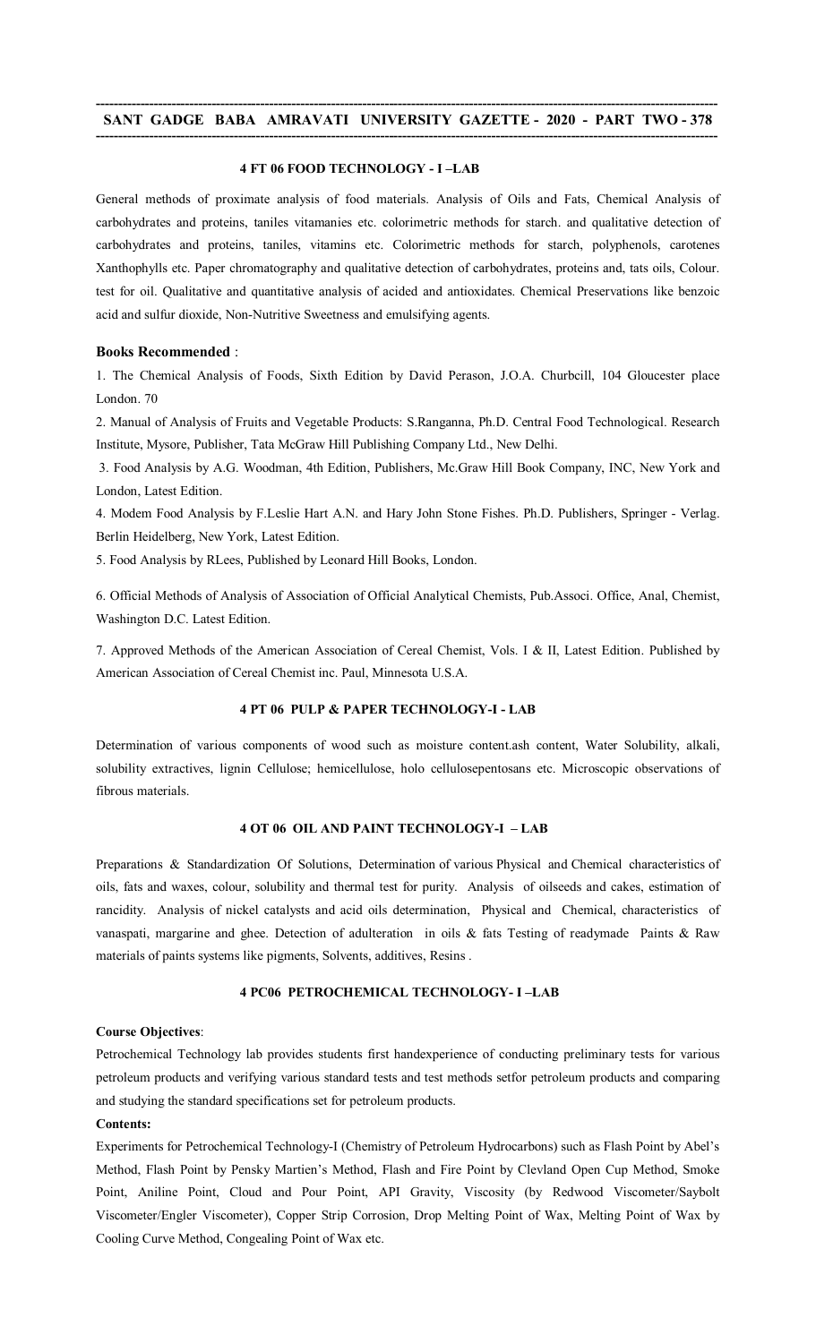#### 4 FT 06 FOOD TECHNOLOGY - I –LAB

General methods of proximate analysis of food materials. Analysis of Oils and Fats, Chemical Analysis of carbohydrates and proteins, taniles vitamanies etc. colorimetric methods for starch. and qualitative detection of carbohydrates and proteins, taniles, vitamins etc. Colorimetric methods for starch, polyphenols, carotenes Xanthophylls etc. Paper chromatography and qualitative detection of carbohydrates, proteins and, tats oils, Colour. test for oil. Qualitative and quantitative analysis of acided and antioxidates. Chemical Preservations like benzoic acid and sulfur dioxide, Non-Nutritive Sweetness and emulsifying agents.

**Books Recommended** :

1. The Chemical Analysis of Foods, Sixth Edition by David Perason, J.O.A. Churbcill, 104 Gloucester place London. 70
2. Manual of Analysis of Fruits and Vegetable Products: S.Ranganna, Ph.D. Central Food Technological. Research Institute, Mysore, Publisher, Tata McGraw Hill Publishing Company Ltd., New Delhi.
3. Food Analysis by A.G. Woodman, 4th Edition, Publishers, Mc.Graw Hill Book Company, INC, New York and London, Latest Edition.
4. Modem Food Analysis by F.Leslie Hart A.N. and Hary John Stone Fishes. Ph.D. Publishers, Springer - Verlag. Berlin Heidelberg, New York, Latest Edition.
5. Food Analysis by RLees, Published by Leonard Hill Books, London.
6. Official Methods of Analysis of Association of Official Analytical Chemists, Pub.Associ. Office, Anal, Chemist, Washington D.C. Latest Edition.
7. Approved Methods of the American Association of Cereal Chemist, Vols. I & II, Latest Edition. Published by American Association of Cereal Chemist inc. Paul, Minnesota U.S.A.

#### 4 PT 06 PULP & PAPER TECHNOLOGY-I - LAB

Determination of various components of wood such as moisture content.ash content, Water Solubility, alkali, solubility extractives, lignin Cellulose; hemicellulose, holo cellulosepentosans etc. Microscopic observations of fibrous materials.

#### 4 OT 06 OIL AND PAINT TECHNOLOGY-I – LAB

Preparations & Standardization Of Solutions, Determination of various Physical and Chemical characteristics of oils, fats and waxes, colour, solubility and thermal test for purity. Analysis of oilseeds and cakes, estimation of rancidity. Analysis of nickel catalysts and acid oils determination, Physical and Chemical, characteristics of vanaspati, margarine and ghee. Detection of adulteration in oils & fats Testing of readymade Paints & Raw materials of paints systems like pigments, Solvents, additives, Resins .

#### 4 PC06 PETROCHEMICAL TECHNOLOGY- I –LAB

**Course Objectives**:

Petrochemical Technology lab provides students first handexperience of conducting preliminary tests for various petroleum products and verifying various standard tests and test methods setfor petroleum products and comparing and studying the standard specifications set for petroleum products.

**Contents:**

Experiments for Petrochemical Technology-I (Chemistry of Petroleum Hydrocarbons) such as Flash Point by Abel's Method, Flash Point by Pensky Martien's Method, Flash and Fire Point by Clevland Open Cup Method, Smoke Point, Aniline Point, Cloud and Pour Point, API Gravity, Viscosity (by Redwood Viscometer/Saybolt Viscometer/Engler Viscometer), Copper Strip Corrosion, Drop Melting Point of Wax, Melting Point of Wax by Cooling Curve Method, Congealing Point of Wax etc.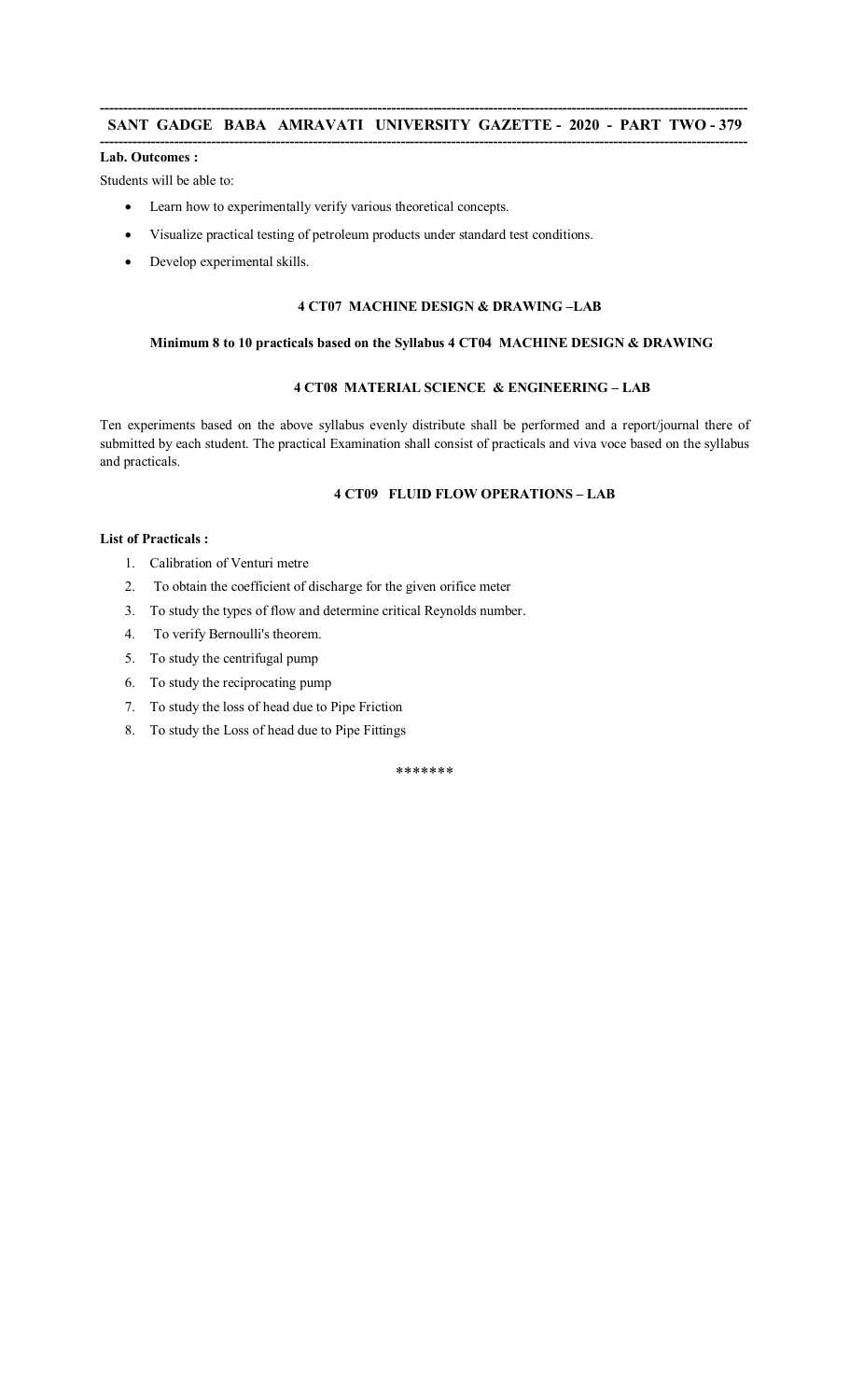**Lab. Outcomes :**

Students will be able to:

- Learn how to experimentally verify various theoretical concepts.
- Visualize practical testing of petroleum products under standard test conditions.
- Develop experimental skills.

### 4 CT07 MACHINE DESIGN & DRAWING –LAB

**Minimum 8 to 10 practicals based on the Syllabus 4 CT04 MACHINE DESIGN & DRAWING**

### 4 CT08 MATERIAL SCIENCE & ENGINEERING – LAB

Ten experiments based on the above syllabus evenly distribute shall be performed and a report/journal there of submitted by each student. The practical Examination shall consist of practicals and viva voce based on the syllabus and practicals.

### 4 CT09 FLUID FLOW OPERATIONS – LAB

**List of Practicals :**

1. Calibration of Venturi metre
2. To obtain the coefficient of discharge for the given orifice meter
3. To study the types of flow and determine critical Reynolds number.
4. To verify Bernoulli's theorem.
5. To study the centrifugal pump
6. To study the reciprocating pump
7. To study the loss of head due to Pipe Friction
8. To study the Loss of head due to Pipe Fittings

*******